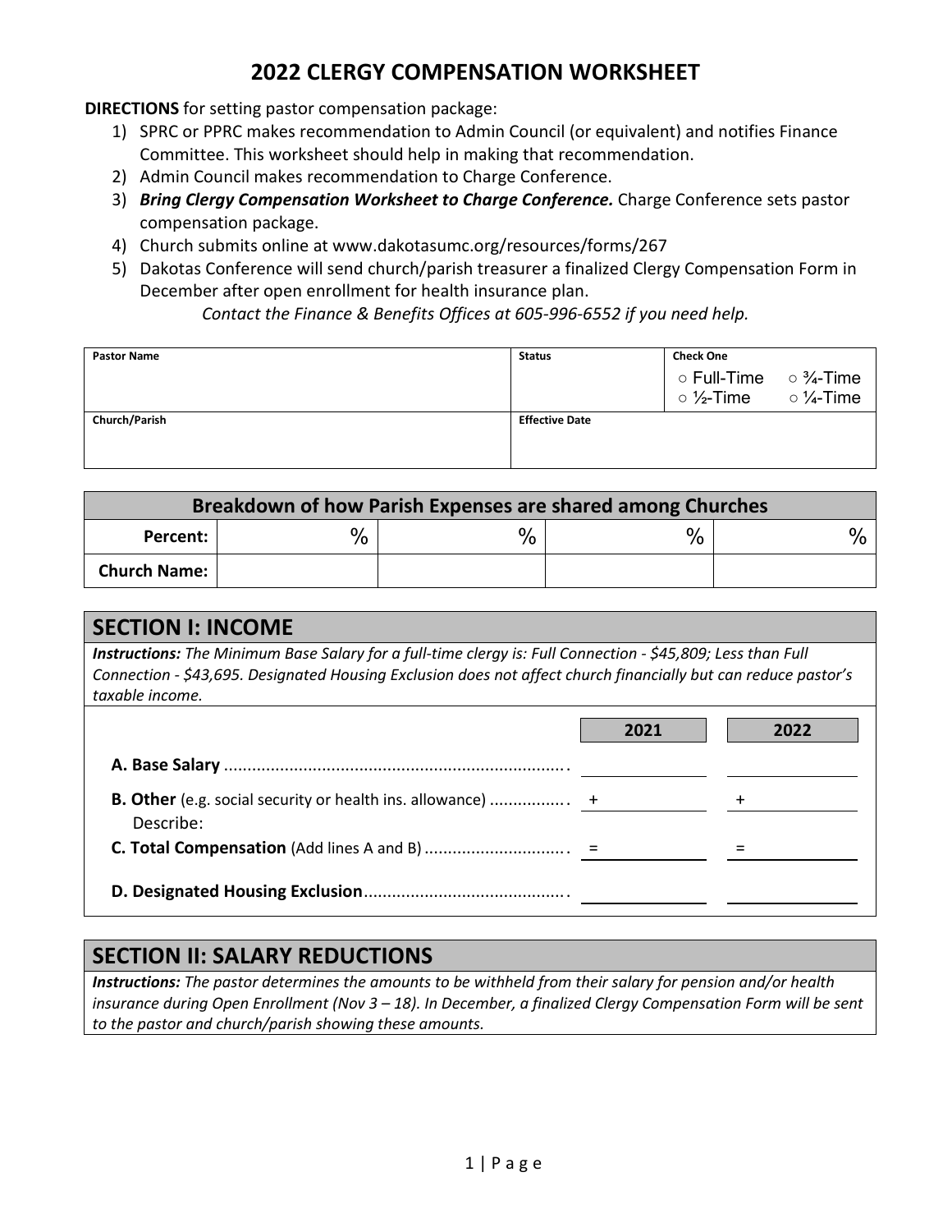# 2022 CLERGY COMPENSATION WORKSHEET

**DIRECTIONS** for setting pastor compensation package:

1) SPRC or PPRC makes recommendation to Admin Council (or equivalent) and notifies Finance Committee. This worksheet should help in making that recommendation.
2) Admin Council makes recommendation to Charge Conference.
3) ***Bring Clergy Compensation Worksheet to Charge Conference.*** Charge Conference sets pastor compensation package.
4) Church submits online at www.dakotasumc.org/resources/forms/267
5) Dakotas Conference will send church/parish treasurer a finalized Clergy Compensation Form in December after open enrollment for health insurance plan.

*Contact the Finance & Benefits Offices at 605-996-6552 if you need help.*

| Pastor Name | Status | Check One |
|---|---|---|
| | | ○ Full-Time ○ ¾-Time ○ ½-Time ○ ¼-Time |
| **Church/Parish** | **Effective Date** | |
| | | |

| Breakdown of how Parish Expenses are shared among Churches | | | | |
|---|---|---|---|---|
| **Percent:** | % | % | % | % |
| **Church Name:** | | | | |

## SECTION I: INCOME

***Instructions:*** *The Minimum Base Salary for a full-time clergy is: Full Connection - $45,809; Less than Full Connection - $43,695. Designated Housing Exclusion does not affect church financially but can reduce pastor's taxable income.*

| | 2021 | 2022 |
|---|---|---|
| **A. Base Salary** | | |
| **B. Other** (e.g. social security or health ins. allowance) Describe: | + | + |
| **C. Total Compensation** (Add lines A and B) | = | = |
| **D. Designated Housing Exclusion** | | |

## SECTION II: SALARY REDUCTIONS

***Instructions:*** *The pastor determines the amounts to be withheld from their salary for pension and/or health insurance during Open Enrollment (Nov 3 – 18). In December, a finalized Clergy Compensation Form will be sent to the pastor and church/parish showing these amounts.*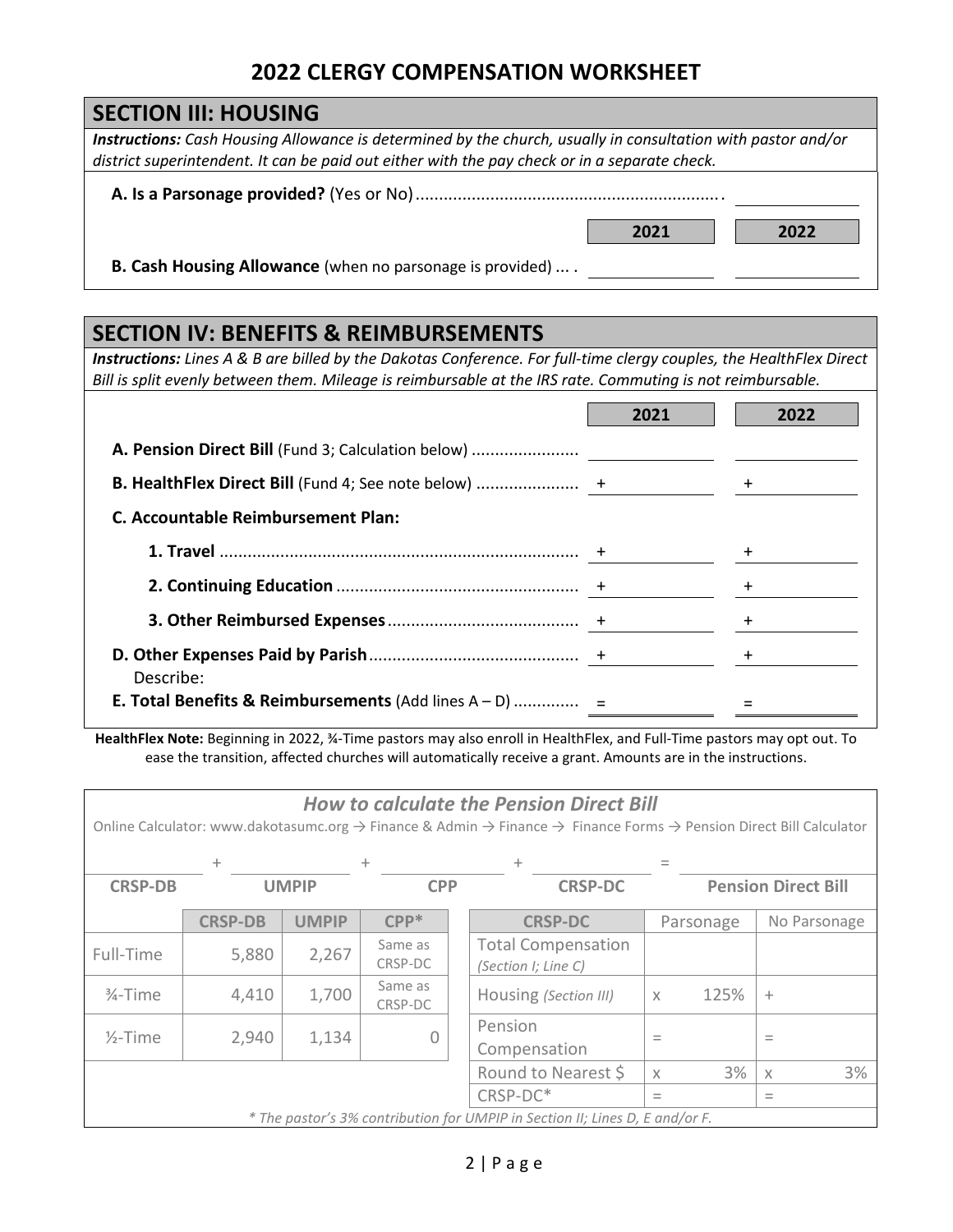# 2022 CLERGY COMPENSATION WORKSHEET

## SECTION III: HOUSING

***Instructions:*** *Cash Housing Allowance is determined by the church, usually in consultation with pastor and/or district superintendent. It can be paid out either with the pay check or in a separate check.*

**A. Is a Parsonage provided?** (Yes or No) .................................................................. ________

| | 2021 | 2022 |
|---|---|---|
| **B. Cash Housing Allowance** (when no parsonage is provided) ... . | | |

## SECTION IV: BENEFITS & REIMBURSEMENTS

***Instructions:*** *Lines A & B are billed by the Dakotas Conference. For full-time clergy couples, the HealthFlex Direct Bill is split evenly between them. Mileage is reimbursable at the IRS rate. Commuting is not reimbursable.*

| | 2021 | 2022 |
|---|---|---|
| **A. Pension Direct Bill** (Fund 3; Calculation below) ....................... | | |
| **B. HealthFlex Direct Bill** (Fund 4; See note below) ...................... | + | + |
| **C. Accountable Reimbursement Plan:** | | |
| **1. Travel** ............................................................................ | + | + |
| **2. Continuing Education** ................................................... | + | + |
| **3. Other Reimbursed Expenses** ......................................... | + | + |
| **D. Other Expenses Paid by Parish** ............................................ Describe: | + | + |
| **E. Total Benefits & Reimbursements** (Add lines A – D) ............. | = | = |

**HealthFlex Note:** Beginning in 2022, ¾-Time pastors may also enroll in HealthFlex, and Full-Time pastors may opt out. To ease the transition, affected churches will automatically receive a grant. Amounts are in the instructions.

### *How to calculate the Pension Direct Bill*

Online Calculator: www.dakotasumc.org → Finance & Admin → Finance → Finance Forms → Pension Direct Bill Calculator

______ + ______ + ______ + ______ = ______

CRSP-DB + UMPIP + CPP + CRSP-DC = Pension Direct Bill

| | CRSP-DB | UMPIP | CPP* |
|---|---|---|---|
| Full-Time | 5,880 | 2,267 | Same as CRSP-DC |
| ¾-Time | 4,410 | 1,700 | Same as CRSP-DC |
| ½-Time | 2,940 | 1,134 | 0 |

| CRSP-DC | Parsonage | No Parsonage |
|---|---|---|
| Total Compensation *(Section I; Line C)* | | |
| Housing *(Section III)* | x 125% | + |
| Pension Compensation | = | = |
| Round to Nearest $ | x 3% | x 3% |
| CRSP-DC* | = | = |

*\* The pastor's 3% contribution for UMPIP in Section II; Lines D, E and/or F.*